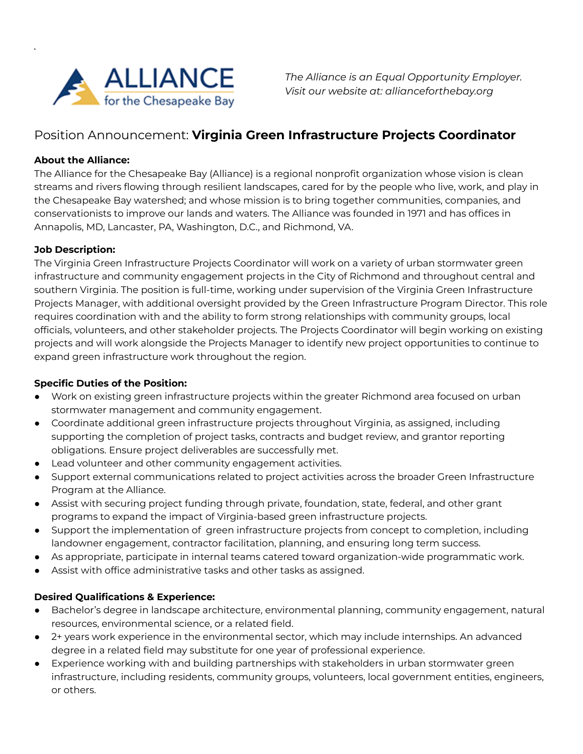*The Alliance is an Equal Opportunity Employer.*
*Visit our website at: allianceforthebay.org*

# Position Announcement: **Virginia Green Infrastructure Projects Coordinator**

**About the Alliance:**

The Alliance for the Chesapeake Bay (Alliance) is a regional nonprofit organization whose vision is clean streams and rivers flowing through resilient landscapes, cared for by the people who live, work, and play in the Chesapeake Bay watershed; and whose mission is to bring together communities, companies, and conservationists to improve our lands and waters. The Alliance was founded in 1971 and has offices in Annapolis, MD, Lancaster, PA, Washington, D.C., and Richmond, VA.

**Job Description:**

The Virginia Green Infrastructure Projects Coordinator will work on a variety of urban stormwater green infrastructure and community engagement projects in the City of Richmond and throughout central and southern Virginia. The position is full-time, working under supervision of the Virginia Green Infrastructure Projects Manager, with additional oversight provided by the Green Infrastructure Program Director. This role requires coordination with and the ability to form strong relationships with community groups, local officials, volunteers, and other stakeholder projects. The Projects Coordinator will begin working on existing projects and will work alongside the Projects Manager to identify new project opportunities to continue to expand green infrastructure work throughout the region.

**Specific Duties of the Position:**

- Work on existing green infrastructure projects within the greater Richmond area focused on urban stormwater management and community engagement.
- Coordinate additional green infrastructure projects throughout Virginia, as assigned, including supporting the completion of project tasks, contracts and budget review, and grantor reporting obligations. Ensure project deliverables are successfully met.
- Lead volunteer and other community engagement activities.
- Support external communications related to project activities across the broader Green Infrastructure Program at the Alliance.
- Assist with securing project funding through private, foundation, state, federal, and other grant programs to expand the impact of Virginia-based green infrastructure projects.
- Support the implementation of green infrastructure projects from concept to completion, including landowner engagement, contractor facilitation, planning, and ensuring long term success.
- As appropriate, participate in internal teams catered toward organization-wide programmatic work.
- Assist with office administrative tasks and other tasks as assigned.

**Desired Qualifications & Experience:**

- Bachelor's degree in landscape architecture, environmental planning, community engagement, natural resources, environmental science, or a related field.
- 2+ years work experience in the environmental sector, which may include internships. An advanced degree in a related field may substitute for one year of professional experience.
- Experience working with and building partnerships with stakeholders in urban stormwater green infrastructure, including residents, community groups, volunteers, local government entities, engineers, or others.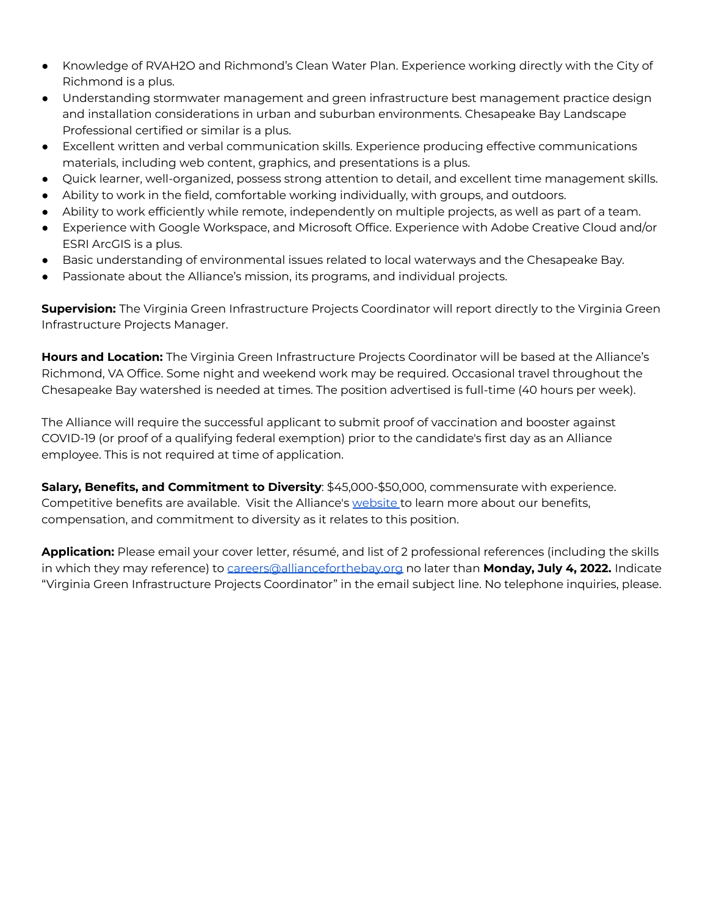- Knowledge of RVAH2O and Richmond's Clean Water Plan. Experience working directly with the City of Richmond is a plus.
- Understanding stormwater management and green infrastructure best management practice design and installation considerations in urban and suburban environments. Chesapeake Bay Landscape Professional certified or similar is a plus.
- Excellent written and verbal communication skills. Experience producing effective communications materials, including web content, graphics, and presentations is a plus.
- Quick learner, well-organized, possess strong attention to detail, and excellent time management skills.
- Ability to work in the field, comfortable working individually, with groups, and outdoors.
- Ability to work efficiently while remote, independently on multiple projects, as well as part of a team.
- Experience with Google Workspace, and Microsoft Office. Experience with Adobe Creative Cloud and/or ESRI ArcGIS is a plus.
- Basic understanding of environmental issues related to local waterways and the Chesapeake Bay.
- Passionate about the Alliance's mission, its programs, and individual projects.

**Supervision:** The Virginia Green Infrastructure Projects Coordinator will report directly to the Virginia Green Infrastructure Projects Manager.

**Hours and Location:** The Virginia Green Infrastructure Projects Coordinator will be based at the Alliance's Richmond, VA Office. Some night and weekend work may be required. Occasional travel throughout the Chesapeake Bay watershed is needed at times. The position advertised is full-time (40 hours per week).

The Alliance will require the successful applicant to submit proof of vaccination and booster against COVID-19 (or proof of a qualifying federal exemption) prior to the candidate's first day as an Alliance employee. This is not required at time of application.

**Salary, Benefits, and Commitment to Diversity**: $45,000-$50,000, commensurate with experience. Competitive benefits are available. Visit the Alliance's website to learn more about our benefits, compensation, and commitment to diversity as it relates to this position.

**Application:** Please email your cover letter, résumé, and list of 2 professional references (including the skills in which they may reference) to careers@allianceforthebay.org no later than **Monday, July 4, 2022.** Indicate "Virginia Green Infrastructure Projects Coordinator" in the email subject line. No telephone inquiries, please.